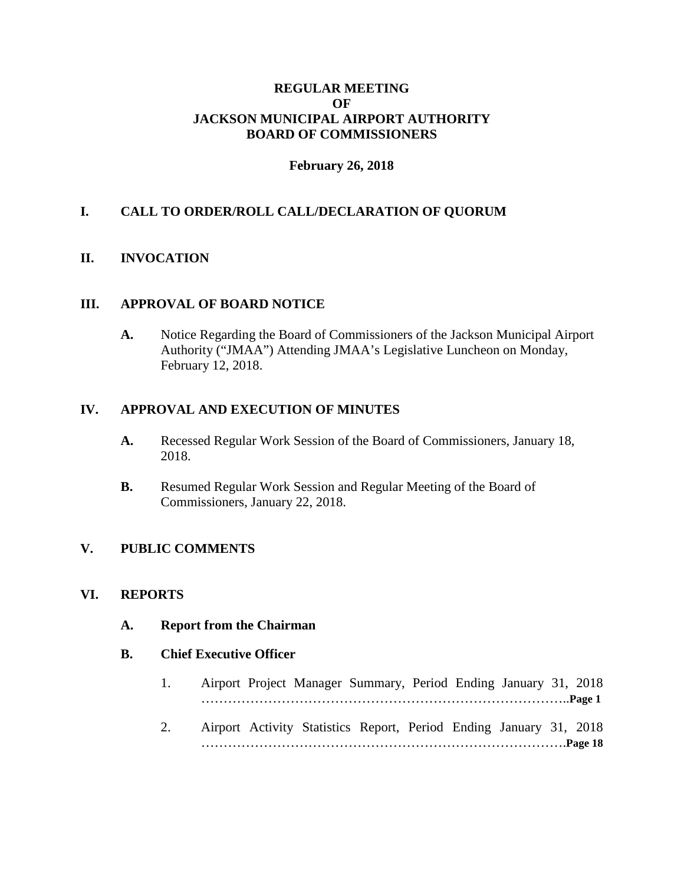# REGULAR MEETING
# OF
# JACKSON MUNICIPAL AIRPORT AUTHORITY
# BOARD OF COMMISSIONERS

**February 26, 2018**

## I. CALL TO ORDER/ROLL CALL/DECLARATION OF QUORUM

## II. INVOCATION

## III. APPROVAL OF BOARD NOTICE

**A.** Notice Regarding the Board of Commissioners of the Jackson Municipal Airport Authority ("JMAA") Attending JMAA's Legislative Luncheon on Monday, February 12, 2018.

## IV. APPROVAL AND EXECUTION OF MINUTES

**A.** Recessed Regular Work Session of the Board of Commissioners, January 18, 2018.

**B.** Resumed Regular Work Session and Regular Meeting of the Board of Commissioners, January 22, 2018.

## V. PUBLIC COMMENTS

## VI. REPORTS

### A. Report from the Chairman

### B. Chief Executive Officer

1. Airport Project Manager Summary, Period Ending January 31, 2018 ……………………………………………………………………….**Page 1**

2. Airport Activity Statistics Report, Period Ending January 31, 2018 ……………………………………………………………………….**Page 18**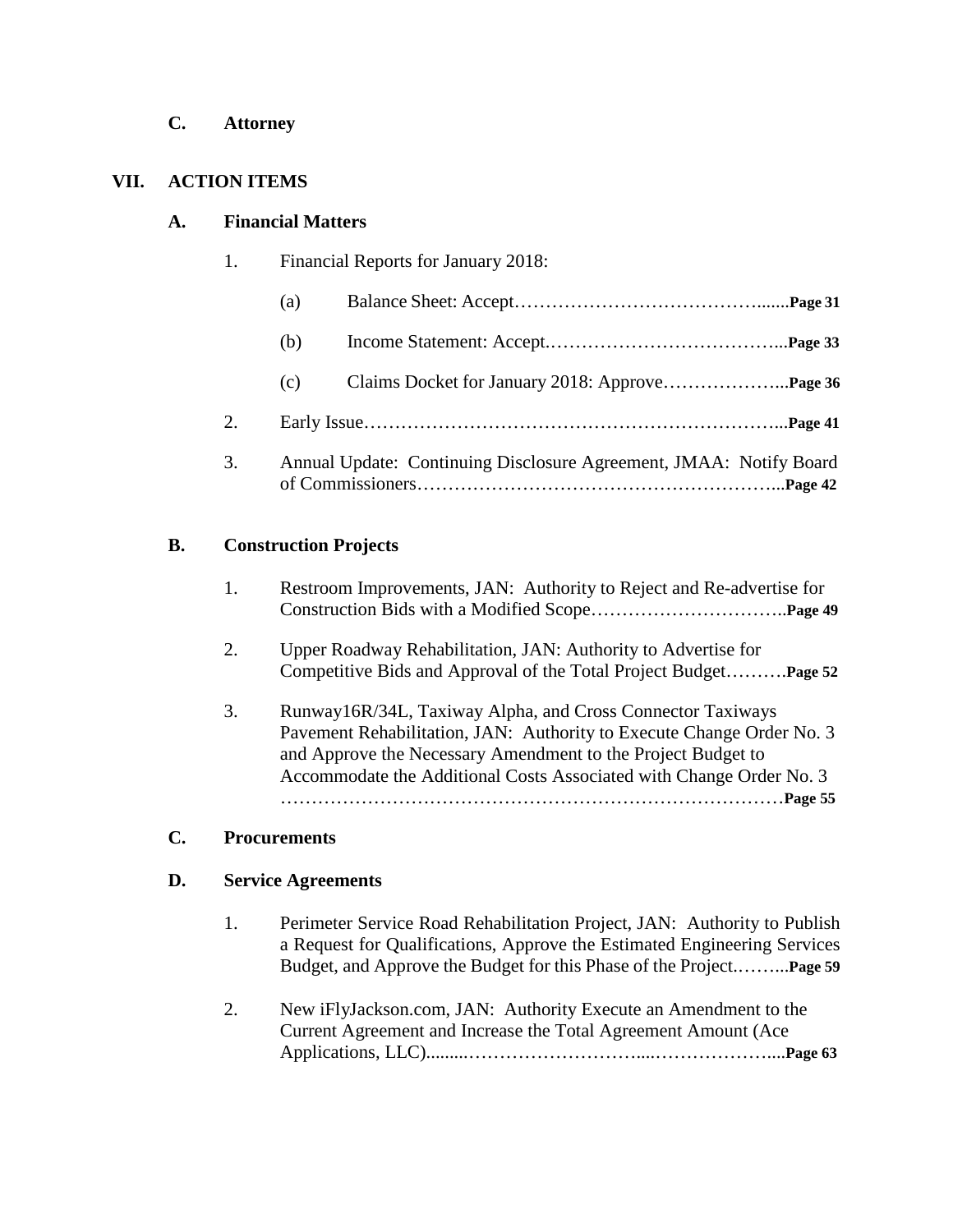**C. Attorney**

## VII. ACTION ITEMS

### A. Financial Matters

1. Financial Reports for January 2018:

   (a) Balance Sheet: Accept……………………………………......**Page 31**

   (b) Income Statement: Accept.………………………………...**Page 33**

   (c) Claims Docket for January 2018: Approve………………...**Page 36**

2. Early Issue…………………………………………………………...**Page 41**

3. Annual Update: Continuing Disclosure Agreement, JMAA: Notify Board of Commissioners………………………………………………...**Page 42**

### B. Construction Projects

1. Restroom Improvements, JAN: Authority to Reject and Re-advertise for Construction Bids with a Modified Scope…………………………..**Page 49**

2. Upper Roadway Rehabilitation, JAN: Authority to Advertise for Competitive Bids and Approval of the Total Project Budget……….**Page 52**

3. Runway16R/34L, Taxiway Alpha, and Cross Connector Taxiways Pavement Rehabilitation, JAN: Authority to Execute Change Order No. 3 and Approve the Necessary Amendment to the Project Budget to Accommodate the Additional Costs Associated with Change Order No. 3 ……………………………………………………………………**Page 55**

### C. Procurements

### D. Service Agreements

1. Perimeter Service Road Rehabilitation Project, JAN: Authority to Publish a Request for Qualifications, Approve the Estimated Engineering Services Budget, and Approve the Budget for this Phase of the Project.……...**Page 59**

2. New iFlyJackson.com, JAN: Authority Execute an Amendment to the Current Agreement and Increase the Total Agreement Amount (Ace Applications, LLC).........………………………....………………....**Page 63**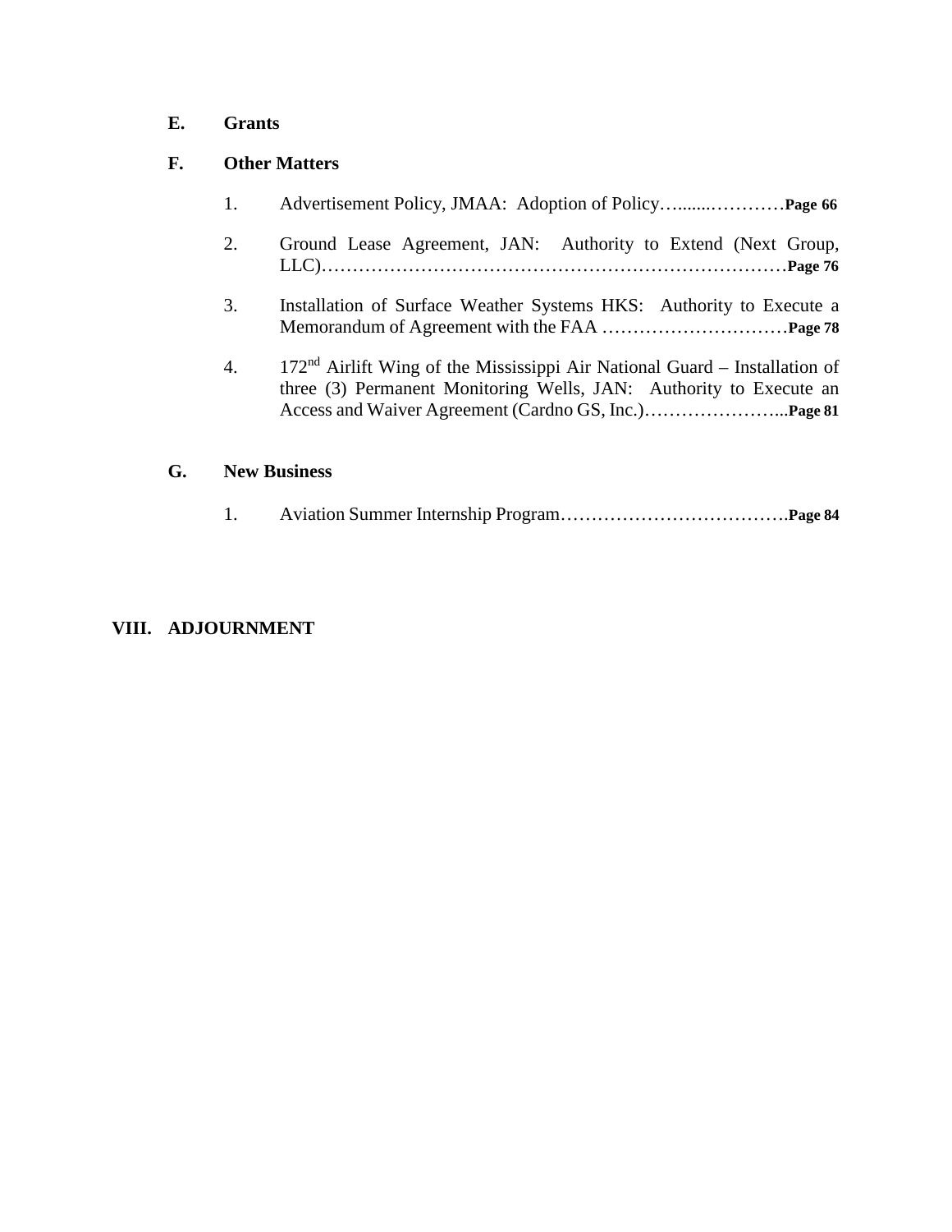**E. Grants**

**F. Other Matters**

1. Advertisement Policy, JMAA: Adoption of Policy….......…………**Page 66**

2. Ground Lease Agreement, JAN: Authority to Extend (Next Group, LLC)…………………………………………………………………**Page 76**

3. Installation of Surface Weather Systems HKS: Authority to Execute a Memorandum of Agreement with the FAA …………………………**Page 78**

4. 172nd Airlift Wing of the Mississippi Air National Guard – Installation of three (3) Permanent Monitoring Wells, JAN: Authority to Execute an Access and Waiver Agreement (Cardno GS, Inc.)…………………...**Page 81**

**G. New Business**

1. Aviation Summer Internship Program……………………………….**Page 84**

**VIII. ADJOURNMENT**